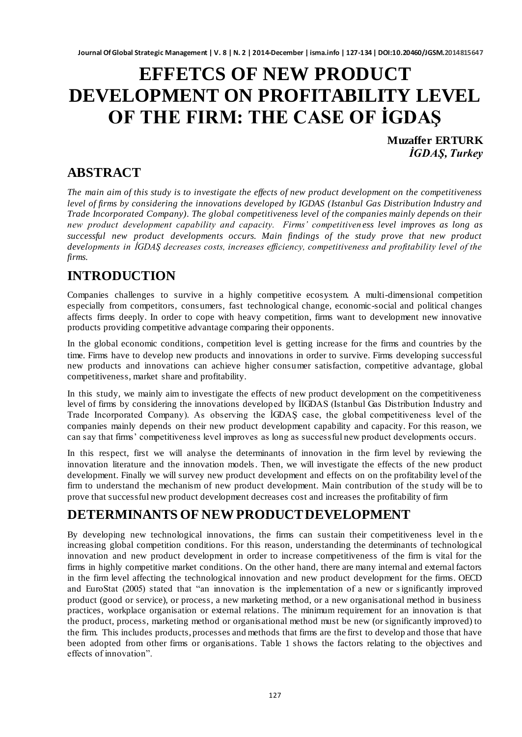# EFFETCS OF NEW PRODUCT DEVELOPMENT ON PROFITABILITY LEVEL OF THE FIRM: THE CASE OF İGDAŞ

**Muzaffer ERTURK**
***İGDAŞ, Turkey***

## ABSTRACT

*The main aim of this study is to investigate the effects of new product development on the competitiveness level of firms by considering the innovations developed by IGDAS (Istanbul Gas Distribution Industry and Trade Incorporated Company). The global competitiveness level of the companies mainly depends on their new product development capability and capacity. Firms' competitiveness level improves as long as successful new product developments occurs. Main findings of the study prove that new product developments in İGDAŞ decreases costs, increases efficiency, competitiveness and profitability level of the firms.*

## INTRODUCTION

Companies challenges to survive in a highly competitive ecosystem. A multi-dimensional competition especially from competitors, consumers, fast technological change, economic-social and political changes affects firms deeply. In order to cope with heavy competition, firms want to development new innovative products providing competitive advantage comparing their opponents.

In the global economic conditions, competition level is getting increase for the firms and countries by the time. Firms have to develop new products and innovations in order to survive. Firms developing successful new products and innovations can achieve higher consumer satisfaction, competitive advantage, global competitiveness, market share and profitability.

In this study, we mainly aim to investigate the effects of new product development on the competitiveness level of firms by considering the innovations developed by İIGDAS (Istanbul Gas Distribution Industry and Trade Incorporated Company). As observing the İGDAŞ case, the global competitiveness level of the companies mainly depends on their new product development capability and capacity. For this reason, we can say that firms' competitiveness level improves as long as successful new product developments occurs.

In this respect, first we will analyse the determinants of innovation in the firm level by reviewing the innovation literature and the innovation models. Then, we will investigate the effects of the new product development. Finally we will survey new product development and effects on on the profitability level of the firm to understand the mechanism of new product development. Main contribution of the study will be to prove that successful new product development decreases cost and increases the profitability of firm

## DETERMINANTS OF NEW PRODUCT DEVELOPMENT

By developing new technological innovations, the firms can sustain their competitiveness level in the increasing global competition conditions. For this reason, understanding the determinants of technological innovation and new product development in order to increase competitiveness of the firm is vital for the firms in highly competitive market conditions. On the other hand, there are many internal and external factors in the firm level affecting the technological innovation and new product development for the firms. OECD and EuroStat (2005) stated that "an innovation is the implementation of a new or significantly improved product (good or service), or process, a new marketing method, or a new organisational method in business practices, workplace organisation or external relations. The minimum requirement for an innovation is that the product, process, marketing method or organisational method must be new (or significantly improved) to the firm. This includes products, processes and methods that firms are the first to develop and those that have been adopted from other firms or organisations. Table 1 shows the factors relating to the objectives and effects of innovation".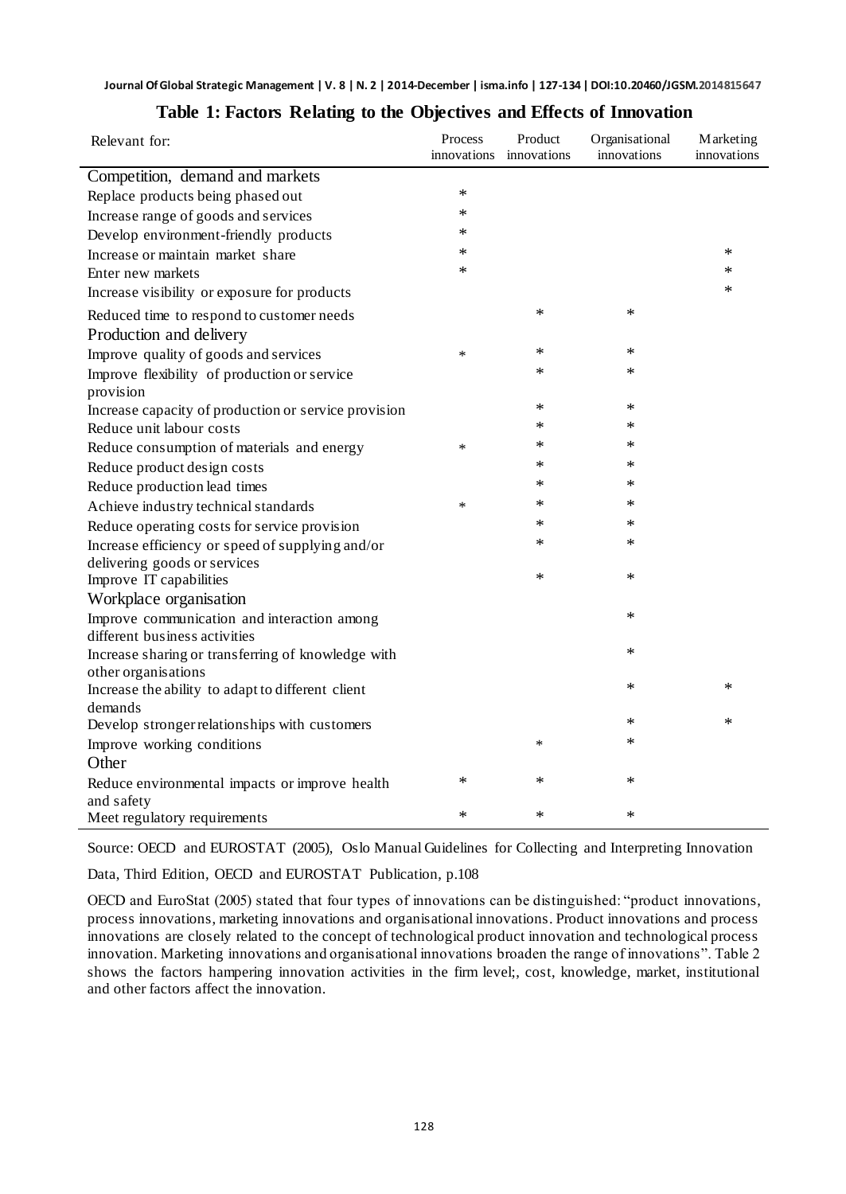## Table 1: Factors Relating to the Objectives and Effects of Innovation

| Relevant for: | Process innovations | Product innovations | Organisational innovations | Marketing innovations |
|---|---|---|---|---|
| **Competition, demand and markets** | | | | |
| Replace products being phased out | * | | | |
| Increase range of goods and services | * | | | |
| Develop environment-friendly products | * | | | |
| Increase or maintain market share | * | | | * |
| Enter new markets | * | | | * |
| Increase visibility or exposure for products | | | | * |
| Reduced time to respond to customer needs | | * | * | |
| **Production and delivery** | | | | |
| Improve quality of goods and services | * | * | * | |
| Improve flexibility of production or service provision | | * | * | |
| Increase capacity of production or service provision | | * | * | |
| Reduce unit labour costs | | * | * | |
| Reduce consumption of materials and energy | * | * | * | |
| Reduce product design costs | | * | * | |
| Reduce production lead times | | * | * | |
| Achieve industry technical standards | * | * | * | |
| Reduce operating costs for service provision | | * | * | |
| Increase efficiency or speed of supplying and/or delivering goods or services | | * | * | |
| Improve IT capabilities | | * | * | |
| **Workplace organisation** | | | | |
| Improve communication and interaction among different business activities | | | * | |
| Increase sharing or transferring of knowledge with other organisations | | | * | |
| Increase the ability to adapt to different client demands | | | * | * |
| Develop stronger relationships with customers | | | * | * |
| Improve working conditions | | * | * | |
| **Other** | | | | |
| Reduce environmental impacts or improve health and safety | * | * | * | |
| Meet regulatory requirements | * | * | * | |

Source: OECD and EUROSTAT (2005), Oslo Manual Guidelines for Collecting and Interpreting Innovation Data, Third Edition, OECD and EUROSTAT Publication, p.108

OECD and EuroStat (2005) stated that four types of innovations can be distinguished: "product innovations, process innovations, marketing innovations and organisational innovations. Product innovations and process innovations are closely related to the concept of technological product innovation and technological process innovation. Marketing innovations and organisational innovations broaden the range of innovations". Table 2 shows the factors hampering innovation activities in the firm level;, cost, knowledge, market, institutional and other factors affect the innovation.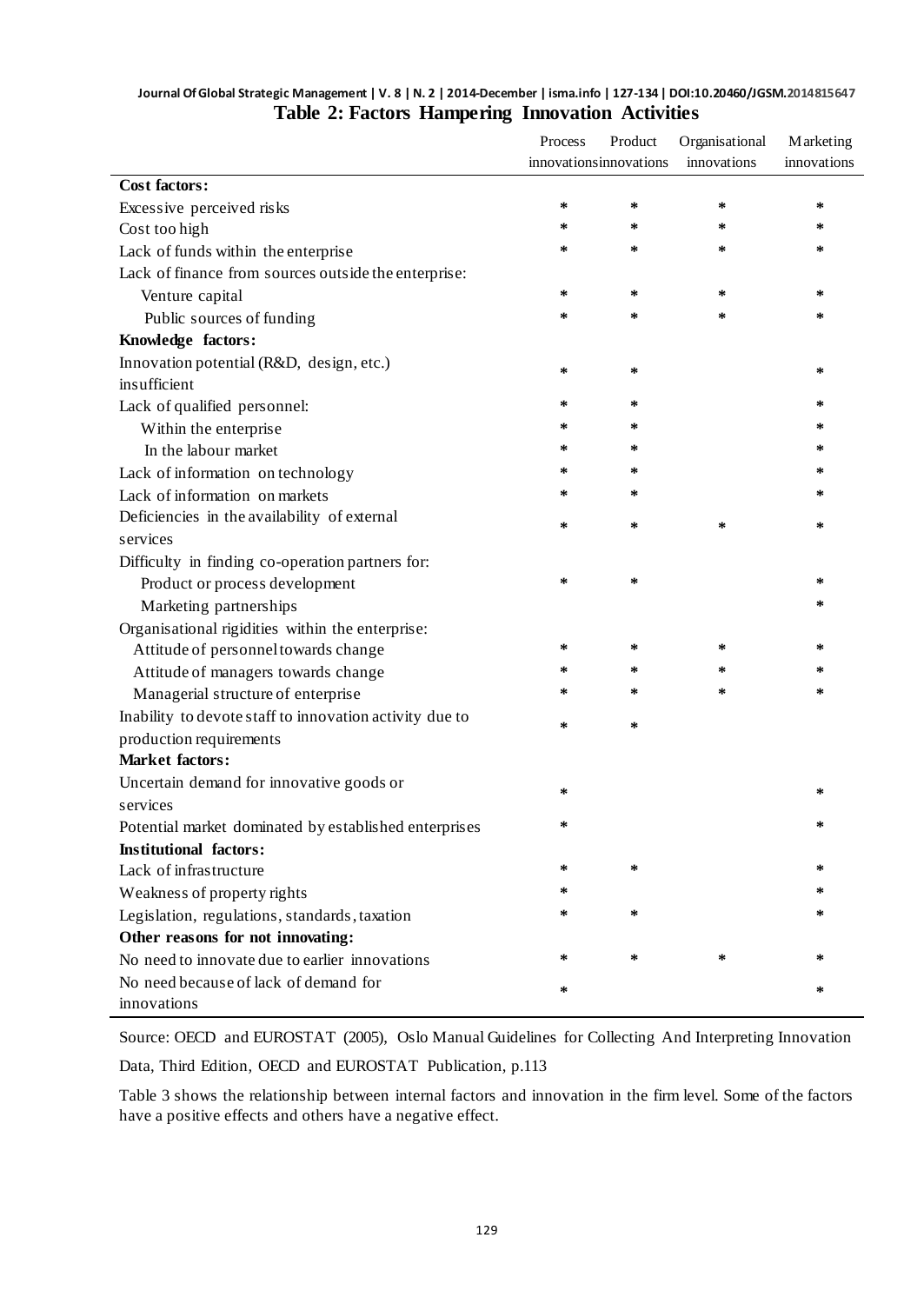**Table 2: Factors Hampering Innovation Activities**

| | Process innovations | Product innovations | Organisational innovations | Marketing innovations |
|---|---|---|---|---|
| **Cost factors:** | | | | |
| Excessive perceived risks | * | * | * | * |
| Cost too high | * | * | * | * |
| Lack of funds within the enterprise | * | * | * | * |
| Lack of finance from sources outside the enterprise: | | | | |
| Venture capital | * | * | * | * |
| Public sources of funding | * | * | * | * |
| **Knowledge factors:** | | | | |
| Innovation potential (R&D, design, etc.) insufficient | * | * | | * |
| Lack of qualified personnel: | * | * | | * |
| Within the enterprise | * | * | | * |
| In the labour market | * | * | | * |
| Lack of information on technology | * | * | | * |
| Lack of information on markets | * | * | | * |
| Deficiencies in the availability of external services | * | * | * | * |
| Difficulty in finding co-operation partners for: | | | | |
| Product or process development | * | * | | * |
| Marketing partnerships | | | | * |
| Organisational rigidities within the enterprise: | | | | |
| Attitude of personnel towards change | * | * | * | * |
| Attitude of managers towards change | * | * | * | * |
| Managerial structure of enterprise | * | * | * | * |
| Inability to devote staff to innovation activity due to production requirements | * | * | | |
| **Market factors:** | | | | |
| Uncertain demand for innovative goods or services | * | | | * |
| Potential market dominated by established enterprises | * | | | * |
| **Institutional factors:** | | | | |
| Lack of infrastructure | * | * | | * |
| Weakness of property rights | * | | | * |
| Legislation, regulations, standards, taxation | * | * | | * |
| **Other reasons for not innovating:** | | | | |
| No need to innovate due to earlier innovations | * | * | * | * |
| No need because of lack of demand for innovations | * | | | * |

Source: OECD and EUROSTAT (2005), Oslo Manual Guidelines for Collecting And Interpreting Innovation Data, Third Edition, OECD and EUROSTAT Publication, p.113

Table 3 shows the relationship between internal factors and innovation in the firm level. Some of the factors have a positive effects and others have a negative effect.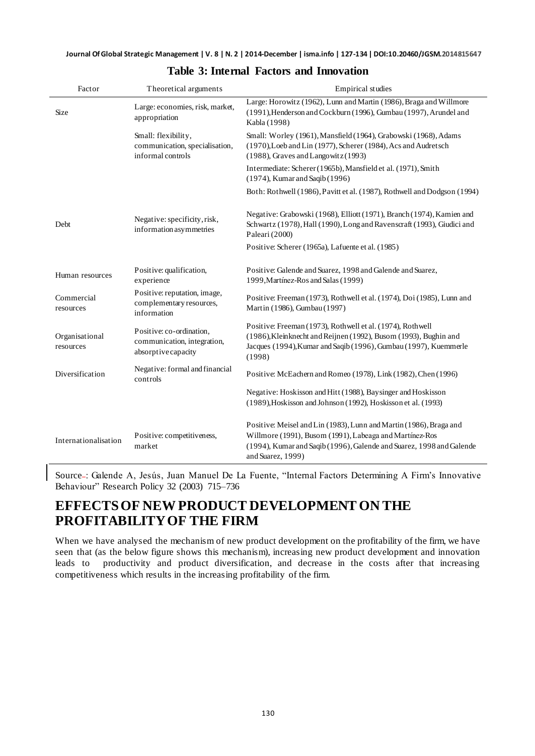**Table 3: Internal Factors and Innovation**

| Factor | Theoretical arguments | Empirical studies |
|---|---|---|
| Size | Large: economies, risk, market, appropriation | Large: Horowitz (1962), Lunn and Martin (1986), Braga and Willmore (1991), Henderson and Cockburn (1996), Gumbau (1997), Arundel and Kabla (1998) |
| | Small: flexibility, communication, specialisation, informal controls | Small: Worley (1961), Mansfield (1964), Grabowski (1968), Adams (1970), Loeb and Lin (1977), Scherer (1984), Acs and Audretsch (1988), Graves and Langowitz (1993) |
| | | Intermediate: Scherer (1965b), Mansfield et al. (1971), Smith (1974), Kumar and Saqib (1996) |
| | | Both: Rothwell (1986), Pavitt et al. (1987), Rothwell and Dodgson (1994) |
| Debt | Negative: specificity, risk, information asymmetries | Negative: Grabowski (1968), Elliott (1971), Branch (1974), Kamien and Schwartz (1978), Hall (1990), Long and Ravenscraft (1993), Giudici and Paleari (2000) |
| | | Positive: Scherer (1965a), Lafuente et al. (1985) |
| Human resources | Positive: qualification, experience | Positive: Galende and Suarez, 1998 and Galende and Suarez, 1999, Martínez-Ros and Salas (1999) |
| Commercial resources | Positive: reputation, image, complementary resources, information | Positive: Freeman (1973), Rothwell et al. (1974), Doi (1985), Lunn and Martin (1986), Gumbau (1997) |
| Organisational resources | Positive: co-ordination, communication, integration, absorptive capacity | Positive: Freeman (1973), Rothwell et al. (1974), Rothwell (1986), Kleinknecht and Reijnen (1992), Busom (1993), Bughin and Jacques (1994), Kumar and Saqib (1996), Gumbau (1997), Kuemmerle (1998) |
| Diversification | Negative: formal and financial controls | Positive: McEachern and Romeo (1978), Link (1982), Chen (1996) |
| | | Negative: Hoskisson and Hitt (1988), Baysinger and Hoskisson (1989), Hoskisson and Johnson (1992), Hoskisson et al. (1993) |
| Internationalisation | Positive: competitiveness, market | Positive: Meisel and Lin (1983), Lunn and Martin (1986), Braga and Willmore (1991), Busom (1991), Labeaga and Martínez-Ros (1994), Kumar and Saqib (1996), Galende and Suarez, 1998 and Galende and Suarez, 1999) |

Source: Galende A, Jesús, Juan Manuel De La Fuente, "Internal Factors Determining A Firm's Innovative Behaviour" Research Policy 32 (2003) 715–736

# EFFECTS OF NEW PRODUCT DEVELOPMENT ON THE PROFITABILITY OF THE FIRM

When we have analysed the mechanism of new product development on the profitability of the firm, we have seen that (as the below figure shows this mechanism), increasing new product development and innovation leads to productivity and product diversification, and decrease in the costs after that increasing competitiveness which results in the increasing profitability of the firm.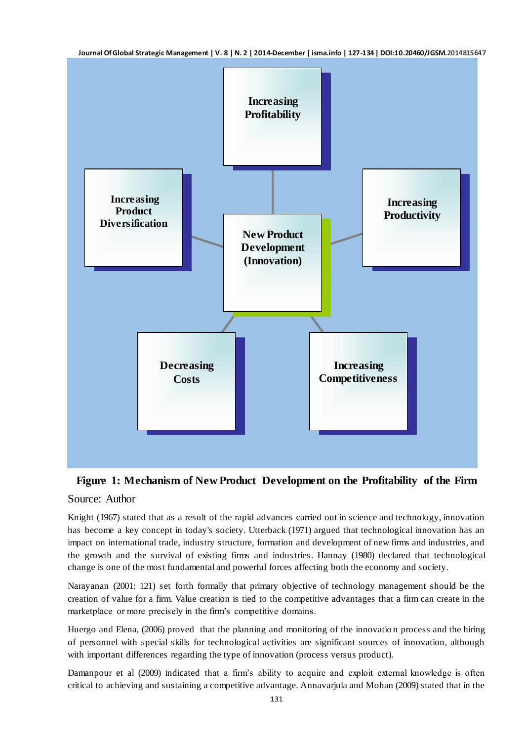**Figure 1: Mechanism of New Product Development on the Profitability of the Firm**

Source: Author

Knight (1967) stated that as a result of the rapid advances carried out in science and technology, innovation has become a key concept in today's society. Utterback (1971) argued that technological innovation has an impact on international trade, industry structure, formation and development of new firms and industries, and the growth and the survival of existing firms and industries. Hannay (1980) declared that technological change is one of the most fundamental and powerful forces affecting both the economy and society.

Narayanan (2001: 121) set forth formally that primary objective of technology management should be the creation of value for a firm. Value creation is tied to the competitive advantages that a firm can create in the marketplace or more precisely in the firm's competitive domains.

Huergo and Elena, (2006) proved that the planning and monitoring of the innovation process and the hiring of personnel with special skills for technological activities are significant sources of innovation, although with important differences regarding the type of innovation (process versus product).

Damanpour et al (2009) indicated that a firm's ability to acquire and exploit external knowledge is often critical to achieving and sustaining a competitive advantage. Annavarjula and Mohan (2009) stated that in the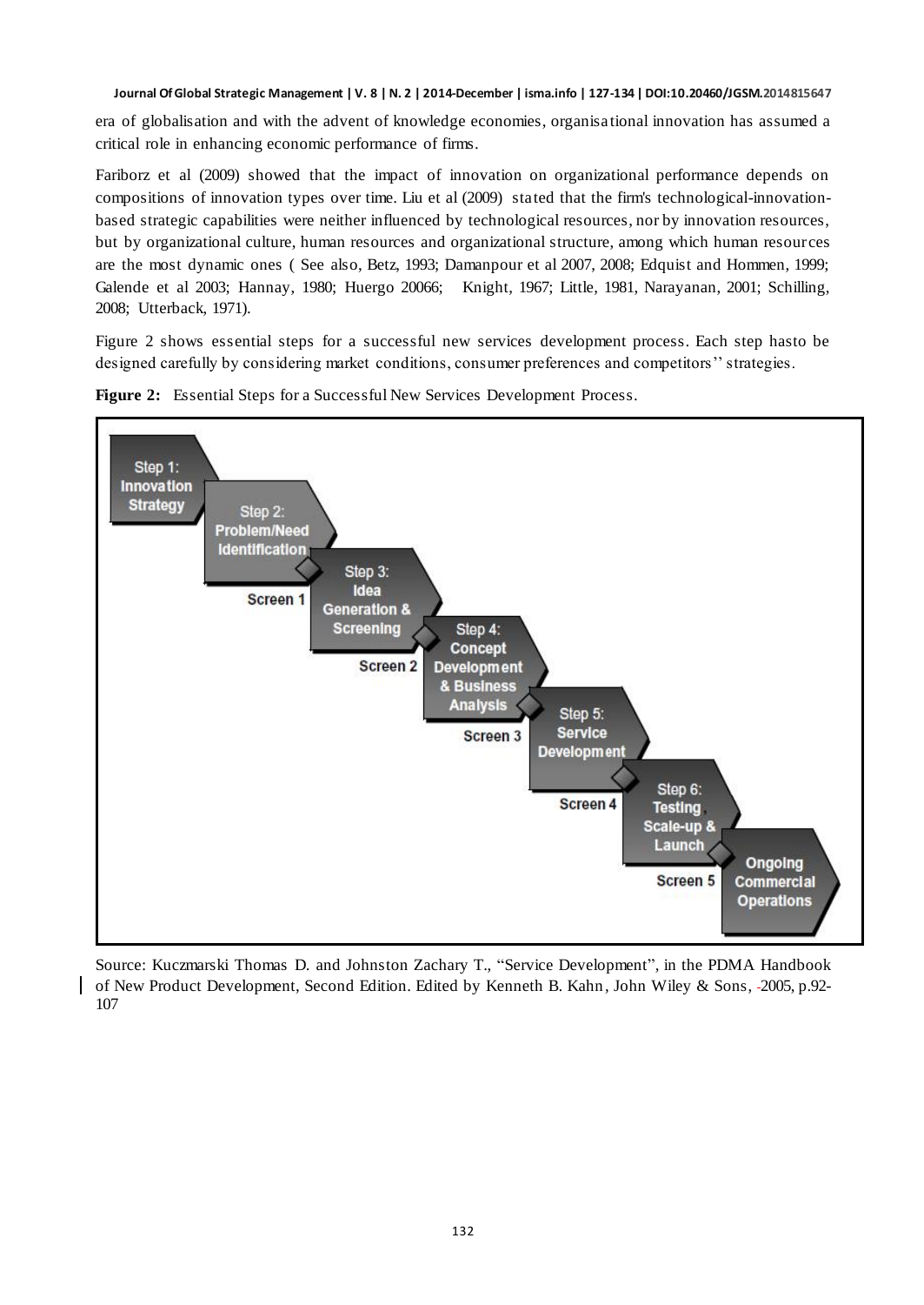era of globalisation and with the advent of knowledge economies, organisational innovation has assumed a critical role in enhancing economic performance of firms.

Fariborz et al (2009) showed that the impact of innovation on organizational performance depends on compositions of innovation types over time. Liu et al (2009) stated that the firm's technological-innovation-based strategic capabilities were neither influenced by technological resources, nor by innovation resources, but by organizational culture, human resources and organizational structure, among which human resources are the most dynamic ones ( See also, Betz, 1993; Damanpour et al 2007, 2008; Edquist and Hommen, 1999; Galende et al 2003; Hannay, 1980; Huergo 20066; Knight, 1967; Little, 1981, Narayanan, 2001; Schilling, 2008; Utterback, 1971).

Figure 2 shows essential steps for a successful new services development process. Each step hasto be designed carefully by considering market conditions, consumer preferences and competitors'' strategies.

**Figure 2:** Essential Steps for a Successful New Services Development Process.

Step 1: Innovation Strategy

Step 2: Problem/Need Identification

Screen 1

Step 3: Idea Generation & Screening

Screen 2

Step 4: Concept Development & Business Analysis

Screen 3

Step 5: Service Development

Screen 4

Step 6: Testing, Scale-up & Launch

Screen 5

Ongoing Commercial Operations

Source: Kuczmarski Thomas D. and Johnston Zachary T., "Service Development", in the PDMA Handbook of New Product Development, Second Edition. Edited by Kenneth B. Kahn, John Wiley & Sons, 2005, p.92-107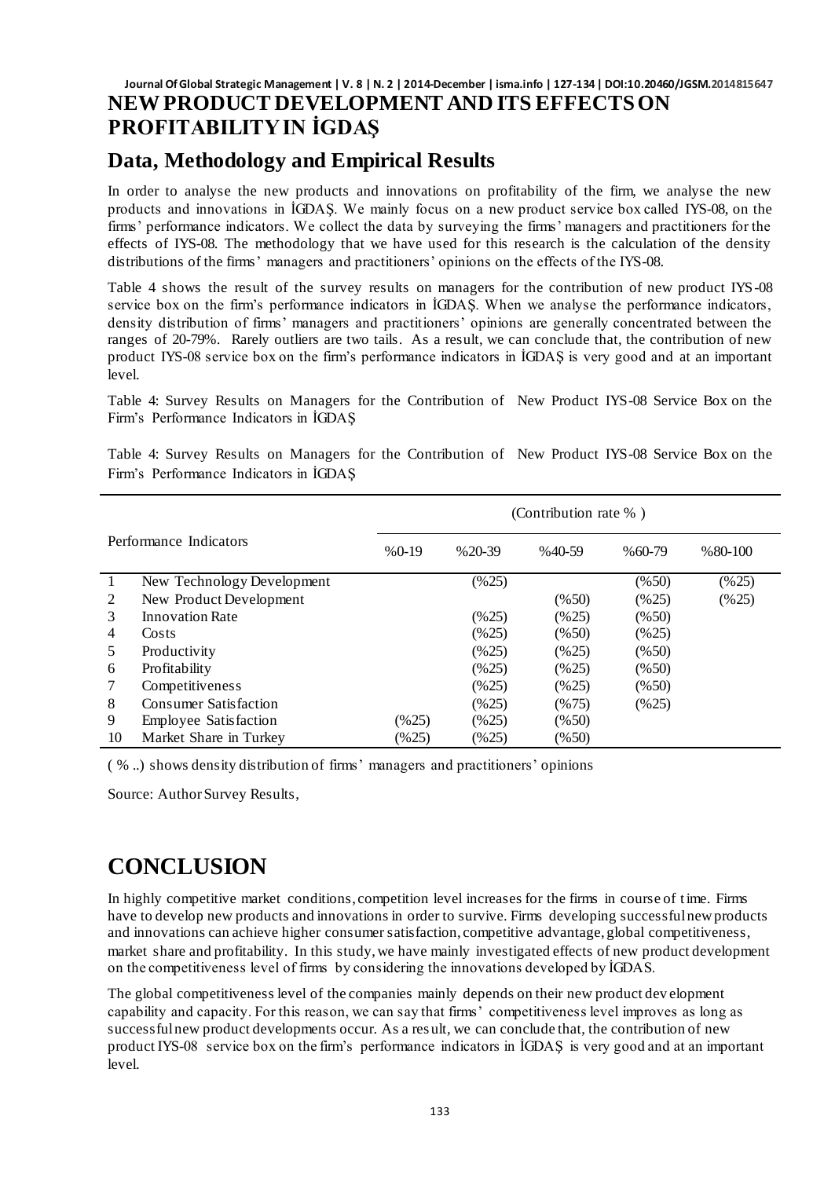## Data, Methodology and Empirical Results

In order to analyse the new products and innovations on profitability of the firm, we analyse the new products and innovations in İGDAŞ. We mainly focus on a new product service box called IYS-08, on the firms' performance indicators. We collect the data by surveying the firms' managers and practitioners for the effects of IYS-08. The methodology that we have used for this research is the calculation of the density distributions of the firms' managers and practitioners' opinions on the effects of the IYS-08.

Table 4 shows the result of the survey results on managers for the contribution of new product IYS-08 service box on the firm's performance indicators in İGDAŞ. When we analyse the performance indicators, density distribution of firms' managers and practitioners' opinions are generally concentrated between the ranges of 20-79%. Rarely outliers are two tails. As a result, we can conclude that, the contribution of new product IYS-08 service box on the firm's performance indicators in İGDAŞ is very good and at an important level.

Table 4: Survey Results on Managers for the Contribution of New Product IYS-08 Service Box on the Firm's Performance Indicators in İGDAŞ

Table 4: Survey Results on Managers for the Contribution of New Product IYS-08 Service Box on the Firm's Performance Indicators in İGDAŞ

| | Performance Indicators | (Contribution rate % ) | | | | |
|---|---|---|---|---|---|---|
| | | %0-19 | %20-39 | %40-59 | %60-79 | %80-100 |
| 1 | New Technology Development | | (%25) | | (%50) | (%25) |
| 2 | New Product Development | | | (%50) | (%25) | (%25) |
| 3 | Innovation Rate | | (%25) | (%25) | (%50) | |
| 4 | Costs | | (%25) | (%50) | (%25) | |
| 5 | Productivity | | (%25) | (%25) | (%50) | |
| 6 | Profitability | | (%25) | (%25) | (%50) | |
| 7 | Competitiveness | | (%25) | (%25) | (%50) | |
| 8 | Consumer Satisfaction | | (%25) | (%75) | (%25) | |
| 9 | Employee Satisfaction | (%25) | (%25) | (%50) | | |
| 10 | Market Share in Turkey | (%25) | (%25) | (%50) | | |

( % ..) shows density distribution of firms' managers and practitioners' opinions

Source: Author Survey Results,

# CONCLUSION

In highly competitive market conditions, competition level increases for the firms in course of time. Firms have to develop new products and innovations in order to survive. Firms developing successful new products and innovations can achieve higher consumer satisfaction, competitive advantage, global competitiveness, market share and profitability. In this study, we have mainly investigated effects of new product development on the competitiveness level of firms by considering the innovations developed by İGDAS.

The global competitiveness level of the companies mainly depends on their new product development capability and capacity. For this reason, we can say that firms' competitiveness level improves as long as successful new product developments occur. As a result, we can conclude that, the contribution of new product IYS-08 service box on the firm's performance indicators in İGDAŞ is very good and at an important level.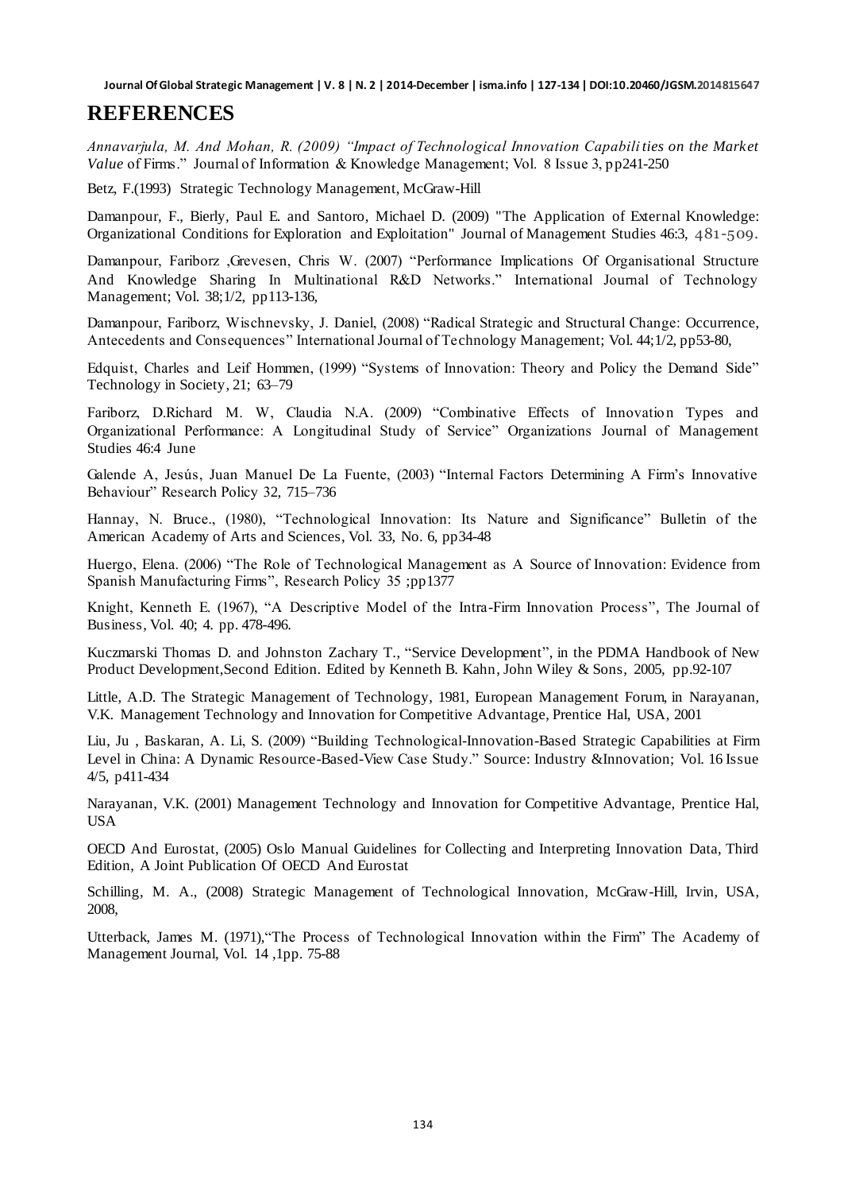# REFERENCES

*Annavarjula, M. And Mohan, R. (2009) "Impact of Technological Innovation Capabilities on the Market Value* of Firms." Journal of Information & Knowledge Management; Vol. 8 Issue 3, pp241-250

Betz, F.(1993) Strategic Technology Management, McGraw-Hill

Damanpour, F., Bierly, Paul E. and Santoro, Michael D. (2009) "The Application of External Knowledge: Organizational Conditions for Exploration and Exploitation" Journal of Management Studies 46:3, 481-509.

Damanpour, Fariborz ,Grevesen, Chris W. (2007) "Performance Implications Of Organisational Structure And Knowledge Sharing In Multinational R&D Networks." International Journal of Technology Management; Vol. 38;1/2, pp113-136,

Damanpour, Fariborz, Wischnevsky, J. Daniel, (2008) "Radical Strategic and Structural Change: Occurrence, Antecedents and Consequences" International Journal of Technology Management; Vol. 44;1/2, pp53-80,

Edquist, Charles and Leif Hommen, (1999) "Systems of Innovation: Theory and Policy the Demand Side" Technology in Society, 21; 63–79

Fariborz, D.Richard M. W, Claudia N.A. (2009) "Combinative Effects of Innovation Types and Organizational Performance: A Longitudinal Study of Service" Organizations Journal of Management Studies 46:4 June

Galende A, Jesús, Juan Manuel De La Fuente, (2003) "Internal Factors Determining A Firm's Innovative Behaviour" Research Policy 32, 715–736

Hannay, N. Bruce., (1980), "Technological Innovation: Its Nature and Significance" Bulletin of the American Academy of Arts and Sciences, Vol. 33, No. 6, pp34-48

Huergo, Elena. (2006) "The Role of Technological Management as A Source of Innovation: Evidence from Spanish Manufacturing Firms", Research Policy 35 ;pp1377

Knight, Kenneth E. (1967), "A Descriptive Model of the Intra-Firm Innovation Process", The Journal of Business, Vol. 40; 4. pp. 478-496.

Kuczmarski Thomas D. and Johnston Zachary T., "Service Development", in the PDMA Handbook of New Product Development,Second Edition. Edited by Kenneth B. Kahn, John Wiley & Sons, 2005, pp.92-107

Little, A.D. The Strategic Management of Technology, 1981, European Management Forum, in Narayanan, V.K. Management Technology and Innovation for Competitive Advantage, Prentice Hal, USA, 2001

Liu, Ju , Baskaran, A. Li, S. (2009) "Building Technological-Innovation-Based Strategic Capabilities at Firm Level in China: A Dynamic Resource-Based-View Case Study." Source: Industry &Innovation; Vol. 16 Issue 4/5, p411-434

Narayanan, V.K. (2001) Management Technology and Innovation for Competitive Advantage, Prentice Hal, USA

OECD And Eurostat, (2005) Oslo Manual Guidelines for Collecting and Interpreting Innovation Data, Third Edition, A Joint Publication Of OECD And Eurostat

Schilling, M. A., (2008) Strategic Management of Technological Innovation, McGraw-Hill, Irvin, USA, 2008,

Utterback, James M. (1971),"The Process of Technological Innovation within the Firm" The Academy of Management Journal, Vol. 14 ,1pp. 75-88